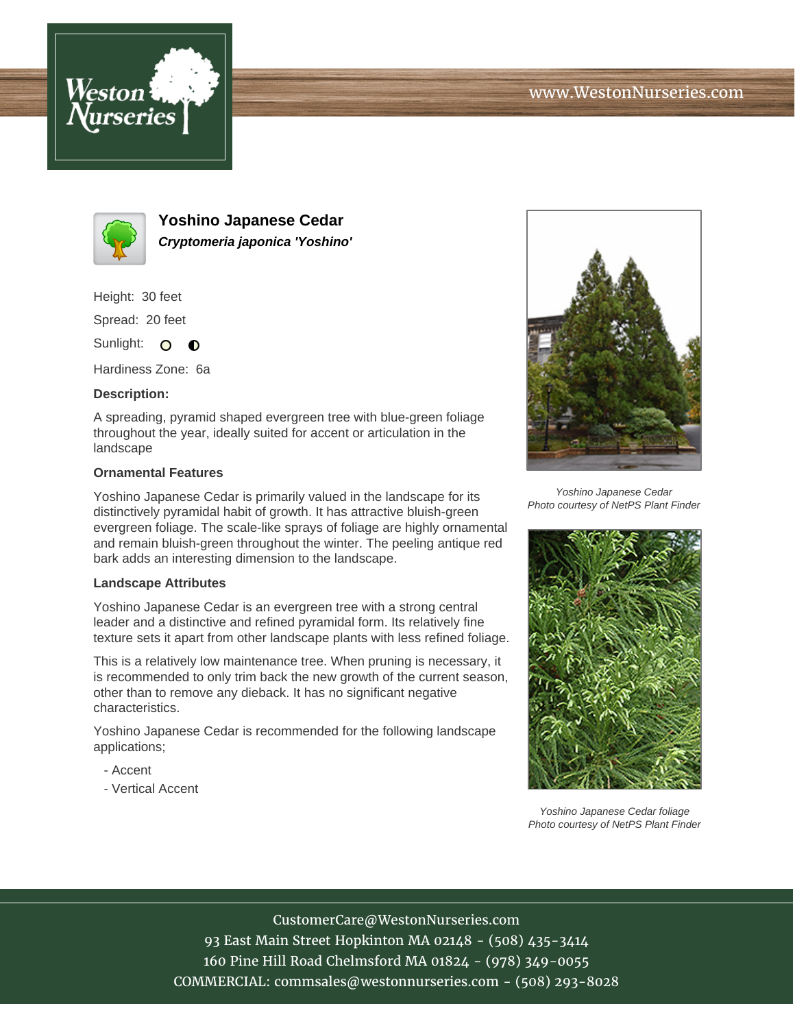# Yoshino Japanese Cedar

***Cryptomeria japonica 'Yoshino'***

Height: 30 feet

Spread: 20 feet

Sunlight: ○ ◐

Hardiness Zone: 6a

**Description:**

A spreading, pyramid shaped evergreen tree with blue-green foliage throughout the year, ideally suited for accent or articulation in the landscape

### Ornamental Features

Yoshino Japanese Cedar is primarily valued in the landscape for its distinctively pyramidal habit of growth. It has attractive bluish-green evergreen foliage. The scale-like sprays of foliage are highly ornamental and remain bluish-green throughout the winter. The peeling antique red bark adds an interesting dimension to the landscape.

### Landscape Attributes

Yoshino Japanese Cedar is an evergreen tree with a strong central leader and a distinctive and refined pyramidal form. Its relatively fine texture sets it apart from other landscape plants with less refined foliage.

This is a relatively low maintenance tree. When pruning is necessary, it is recommended to only trim back the new growth of the current season, other than to remove any dieback. It has no significant negative characteristics.

Yoshino Japanese Cedar is recommended for the following landscape applications;

- Accent
- Vertical Accent

*Yoshino Japanese Cedar*
*Photo courtesy of NetPS Plant Finder*

*Yoshino Japanese Cedar foliage*
*Photo courtesy of NetPS Plant Finder*

CustomerCare@WestonNurseries.com
93 East Main Street Hopkinton MA 02148 - (508) 435-3414
160 Pine Hill Road Chelmsford MA 01824 - (978) 349-0055
COMMERCIAL: commsales@westonnurseries.com - (508) 293-8028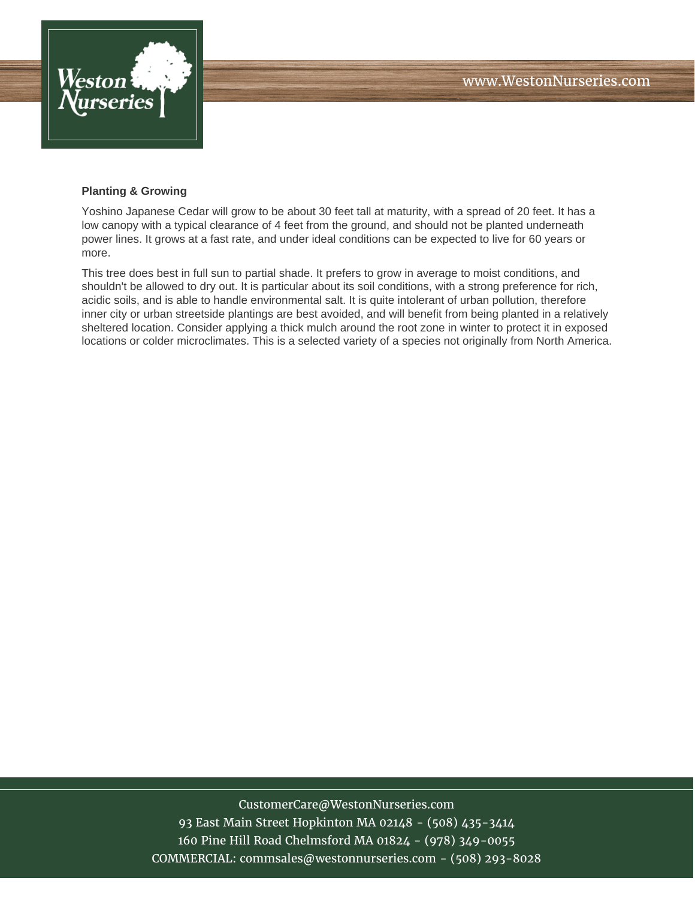### Planting & Growing

Yoshino Japanese Cedar will grow to be about 30 feet tall at maturity, with a spread of 20 feet. It has a low canopy with a typical clearance of 4 feet from the ground, and should not be planted underneath power lines. It grows at a fast rate, and under ideal conditions can be expected to live for 60 years or more.

This tree does best in full sun to partial shade. It prefers to grow in average to moist conditions, and shouldn't be allowed to dry out. It is particular about its soil conditions, with a strong preference for rich, acidic soils, and is able to handle environmental salt. It is quite intolerant of urban pollution, therefore inner city or urban streetside plantings are best avoided, and will benefit from being planted in a relatively sheltered location. Consider applying a thick mulch around the root zone in winter to protect it in exposed locations or colder microclimates. This is a selected variety of a species not originally from North America.